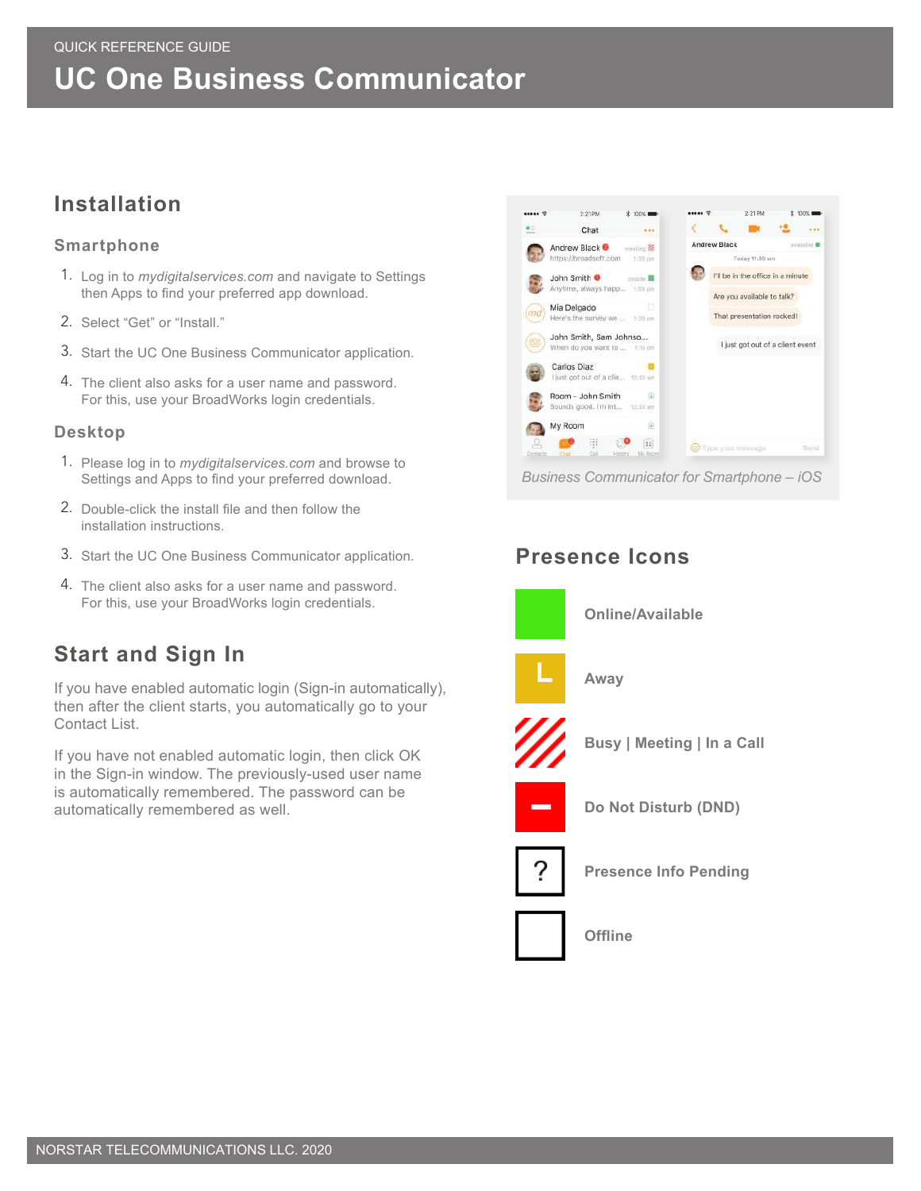QUICK REFERENCE GUIDE

# UC One Business Communicator

## Installation

### Smartphone

1. Log in to *mydigitalservices.com* and navigate to Settings then Apps to find your preferred app download.
2. Select "Get" or "Install."
3. Start the UC One Business Communicator application.
4. The client also asks for a user name and password. For this, use your BroadWorks login credentials.

### Desktop

1. Please log in to *mydigitalservices.com* and browse to Settings and Apps to find your preferred download.
2. Double-click the install file and then follow the installation instructions.
3. Start the UC One Business Communicator application.
4. The client also asks for a user name and password. For this, use your BroadWorks login credentials.

## Start and Sign In

If you have enabled automatic login (Sign-in automatically), then after the client starts, you automatically go to your Contact List.

If you have not enabled automatic login, then click OK in the Sign-in window. The previously-used user name is automatically remembered. The password can be automatically remembered as well.

*Business Communicator for Smartphone – iOS*

## Presence Icons

- **Online/Available**
- **Away**
- **Busy | Meeting | In a Call**
- **Do Not Disturb (DND)**
- **Presence Info Pending**
- **Offline**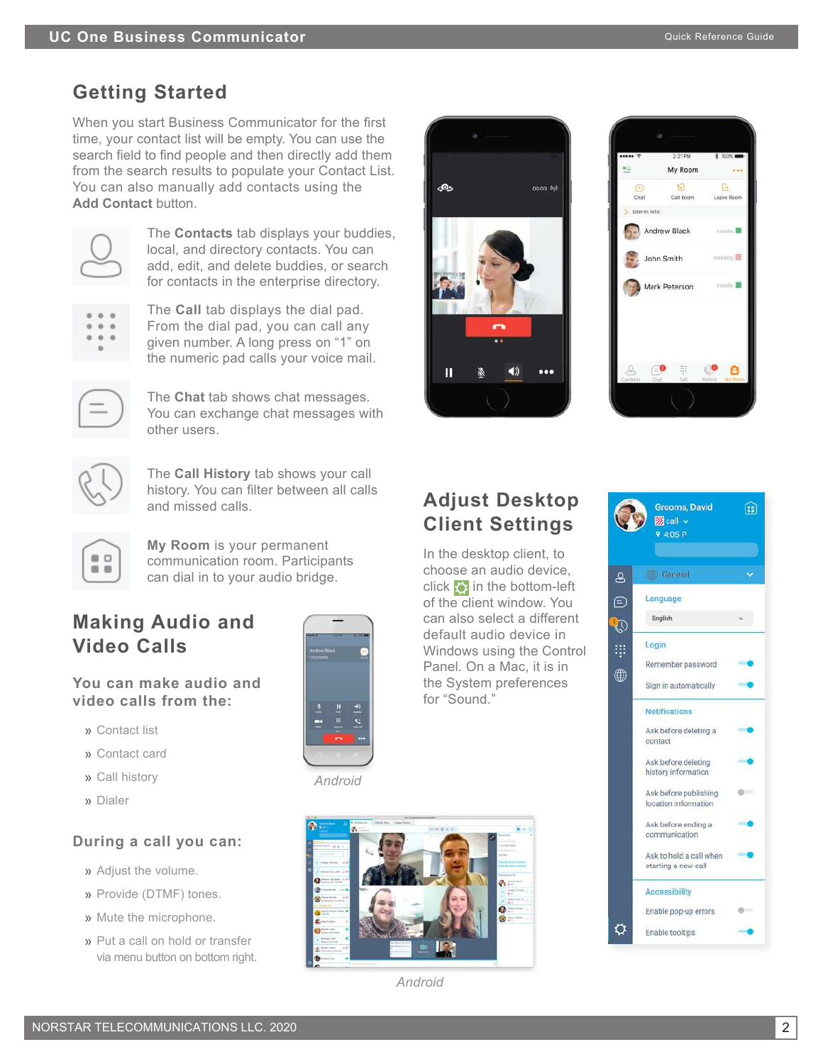## Getting Started

When you start Business Communicator for the first time, your contact list will be empty. You can use the search field to find people and then directly add them from the search results to populate your Contact List. You can also manually add contacts using the **Add Contact** button.

The **Contacts** tab displays your buddies, local, and directory contacts. You can add, edit, and delete buddies, or search for contacts in the enterprise directory.

The **Call** tab displays the dial pad. From the dial pad, you can call any given number. A long press on “1” on the numeric pad calls your voice mail.

The **Chat** tab shows chat messages. You can exchange chat messages with other users.

The **Call History** tab shows your call history. You can filter between all calls and missed calls.

**My Room** is your permanent communication room. Participants can dial in to your audio bridge.

## Making Audio and Video Calls

### You can make audio and video calls from the:

- Contact list
- Contact card
- Call history
- Dialer

Android

### During a call you can:

- Adjust the volume.
- Provide (DTMF) tones.
- Mute the microphone.
- Put a call on hold or transfer via menu button on bottom right.

Android

## Adjust Desktop Client Settings

In the desktop client, to choose an audio device, click ⚙ in the bottom-left of the client window. You can also select a different default audio device in Windows using the Control Panel. On a Mac, it is in the System preferences for “Sound.”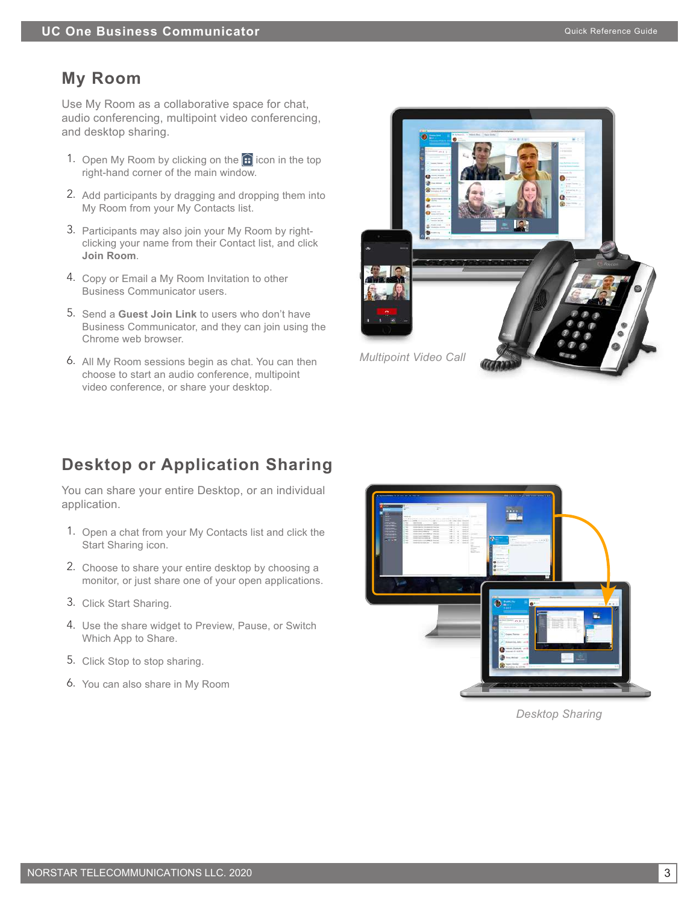## My Room

Use My Room as a collaborative space for chat, audio conferencing, multipoint video conferencing, and desktop sharing.

1. Open My Room by clicking on the icon in the top right-hand corner of the main window.
2. Add participants by dragging and dropping them into My Room from your My Contacts list.
3. Participants may also join your My Room by right-clicking your name from their Contact list, and click **Join Room**.
4. Copy or Email a My Room Invitation to other Business Communicator users.
5. Send a **Guest Join Link** to users who don't have Business Communicator, and they can join using the Chrome web browser.
6. All My Room sessions begin as chat. You can then choose to start an audio conference, multipoint video conference, or share your desktop.

*Multipoint Video Call*

## Desktop or Application Sharing

You can share your entire Desktop, or an individual application.

1. Open a chat from your My Contacts list and click the Start Sharing icon.
2. Choose to share your entire desktop by choosing a monitor, or just share one of your open applications.
3. Click Start Sharing.
4. Use the share widget to Preview, Pause, or Switch Which App to Share.
5. Click Stop to stop sharing.
6. You can also share in My Room

*Desktop Sharing*

NORSTAR TELECOMMUNICATIONS LLC. 2020